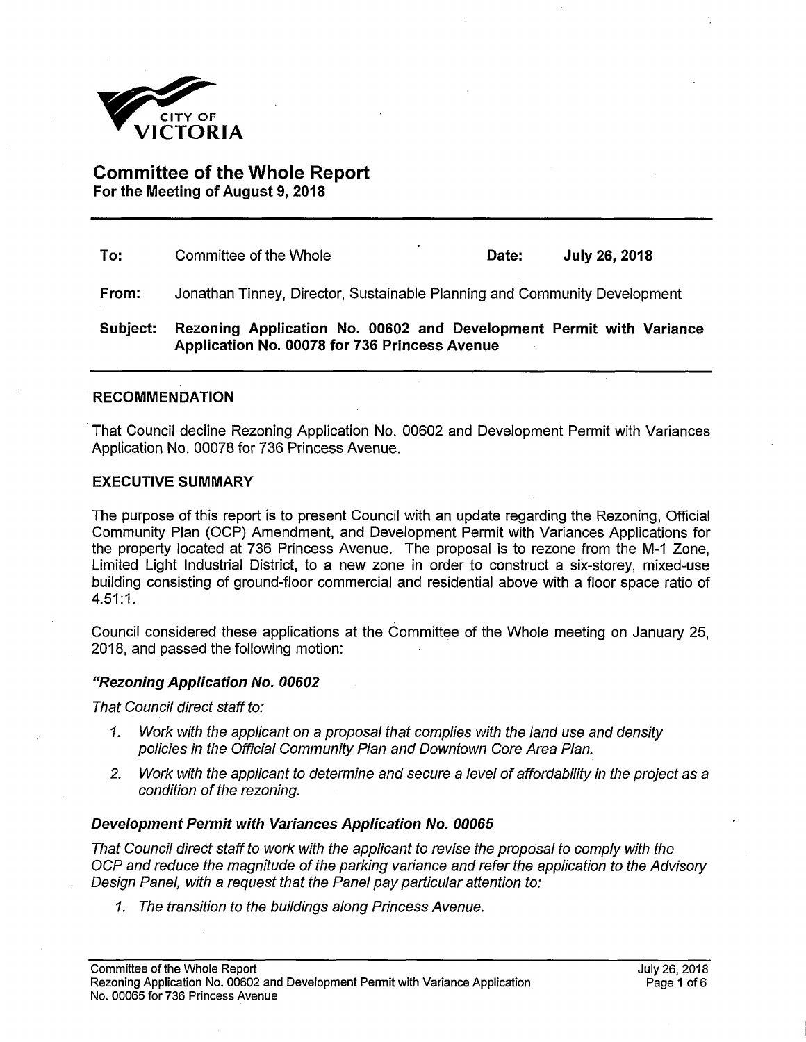CITY OF VICTORIA

# Committee of the Whole Report

**For the Meeting of August 9, 2018**

**To:** Committee of the Whole **Date:** **July 26, 2018**

**From:** Jonathan Tinney, Director, Sustainable Planning and Community Development

**Subject:** **Rezoning Application No. 00602 and Development Permit with Variance Application No. 00078 for 736 Princess Avenue**

## RECOMMENDATION

That Council decline Rezoning Application No. 00602 and Development Permit with Variances Application No. 00078 for 736 Princess Avenue.

## EXECUTIVE SUMMARY

The purpose of this report is to present Council with an update regarding the Rezoning, Official Community Plan (OCP) Amendment, and Development Permit with Variances Applications for the property located at 736 Princess Avenue. The proposal is to rezone from the M-1 Zone, Limited Light Industrial District, to a new zone in order to construct a six-storey, mixed-use building consisting of ground-floor commercial and residential above with a floor space ratio of 4.51:1.

Council considered these applications at the Committee of the Whole meeting on January 25, 2018, and passed the following motion:

***"Rezoning Application No. 00602***

*That Council direct staff to:*

1. *Work with the applicant on a proposal that complies with the land use and density policies in the Official Community Plan and Downtown Core Area Plan.*
2. *Work with the applicant to determine and secure a level of affordability in the project as a condition of the rezoning.*

***Development Permit with Variances Application No. 00065***

*That Council direct staff to work with the applicant to revise the proposal to comply with the OCP and reduce the magnitude of the parking variance and refer the application to the Advisory Design Panel, with a request that the Panel pay particular attention to:*

1. *The transition to the buildings along Princess Avenue.*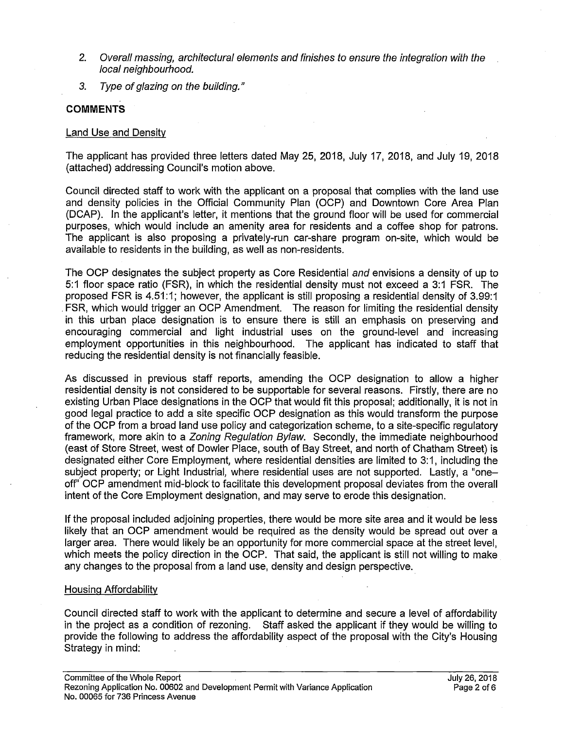2. *Overall massing, architectural elements and finishes to ensure the integration with the local neighbourhood.*
3. *Type of glazing on the building."*

## COMMENTS

### Land Use and Density

The applicant has provided three letters dated May 25, 2018, July 17, 2018, and July 19, 2018 (attached) addressing Council's motion above.

Council directed staff to work with the applicant on a proposal that complies with the land use and density policies in the Official Community Plan (OCP) and Downtown Core Area Plan (DCAP). In the applicant's letter, it mentions that the ground floor will be used for commercial purposes, which would include an amenity area for residents and a coffee shop for patrons. The applicant is also proposing a privately-run car-share program on-site, which would be available to residents in the building, as well as non-residents.

The OCP designates the subject property as Core Residential *and* envisions a density of up to 5:1 floor space ratio (FSR), in which the residential density must not exceed a 3:1 FSR. The proposed FSR is 4.51:1; however, the applicant is still proposing a residential density of 3.99:1 FSR, which would trigger an OCP Amendment. The reason for limiting the residential density in this urban place designation is to ensure there is still an emphasis on preserving and encouraging commercial and light industrial uses on the ground-level and increasing employment opportunities in this neighbourhood. The applicant has indicated to staff that reducing the residential density is not financially feasible.

As discussed in previous staff reports, amending the OCP designation to allow a higher residential density is not considered to be supportable for several reasons. Firstly, there are no existing Urban Place designations in the OCP that would fit this proposal; additionally, it is not in good legal practice to add a site specific OCP designation as this would transform the purpose of the OCP from a broad land use policy and categorization scheme, to a site-specific regulatory framework, more akin to a *Zoning Regulation Bylaw*. Secondly, the immediate neighbourhood (east of Store Street, west of Dowler Place, south of Bay Street, and north of Chatham Street) is designated either Core Employment, where residential densities are limited to 3:1, including the subject property; or Light Industrial, where residential uses are not supported. Lastly, a "one-off" OCP amendment mid-block to facilitate this development proposal deviates from the overall intent of the Core Employment designation, and may serve to erode this designation.

If the proposal included adjoining properties, there would be more site area and it would be less likely that an OCP amendment would be required as the density would be spread out over a larger area. There would likely be an opportunity for more commercial space at the street level, which meets the policy direction in the OCP. That said, the applicant is still not willing to make any changes to the proposal from a land use, density and design perspective.

### Housing Affordability

Council directed staff to work with the applicant to determine and secure a level of affordability in the project as a condition of rezoning. Staff asked the applicant if they would be willing to provide the following to address the affordability aspect of the proposal with the City's Housing Strategy in mind: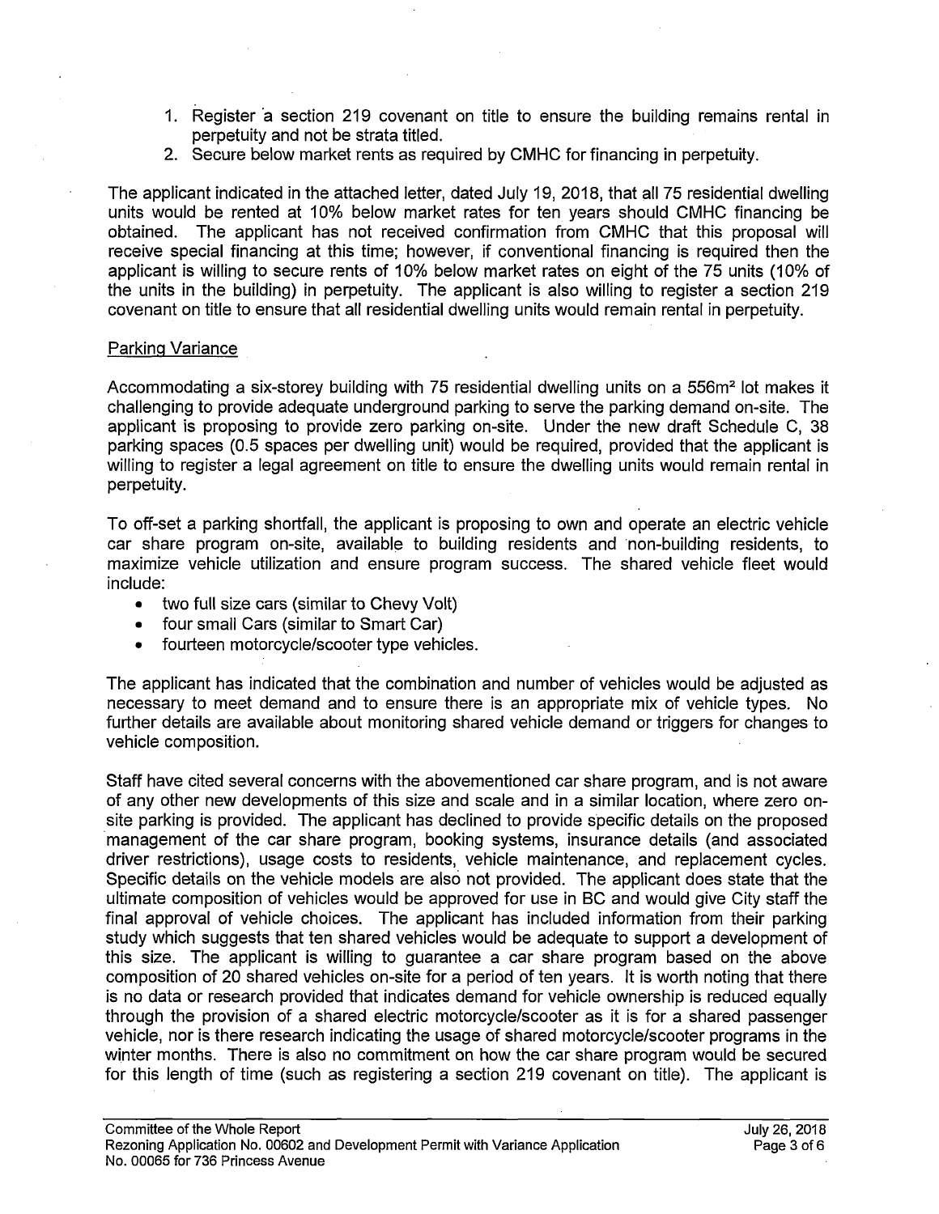1. Register a section 219 covenant on title to ensure the building remains rental in perpetuity and not be strata titled.
2. Secure below market rents as required by CMHC for financing in perpetuity.

The applicant indicated in the attached letter, dated July 19, 2018, that all 75 residential dwelling units would be rented at 10% below market rates for ten years should CMHC financing be obtained. The applicant has not received confirmation from CMHC that this proposal will receive special financing at this time; however, if conventional financing is required then the applicant is willing to secure rents of 10% below market rates on eight of the 75 units (10% of the units in the building) in perpetuity. The applicant is also willing to register a section 219 covenant on title to ensure that all residential dwelling units would remain rental in perpetuity.

## Parking Variance

Accommodating a six-storey building with 75 residential dwelling units on a 556m² lot makes it challenging to provide adequate underground parking to serve the parking demand on-site. The applicant is proposing to provide zero parking on-site. Under the new draft Schedule C, 38 parking spaces (0.5 spaces per dwelling unit) would be required, provided that the applicant is willing to register a legal agreement on title to ensure the dwelling units would remain rental in perpetuity.

To off-set a parking shortfall, the applicant is proposing to own and operate an electric vehicle car share program on-site, available to building residents and non-building residents, to maximize vehicle utilization and ensure program success. The shared vehicle fleet would include:

- two full size cars (similar to Chevy Volt)
- four small Cars (similar to Smart Car)
- fourteen motorcycle/scooter type vehicles.

The applicant has indicated that the combination and number of vehicles would be adjusted as necessary to meet demand and to ensure there is an appropriate mix of vehicle types. No further details are available about monitoring shared vehicle demand or triggers for changes to vehicle composition.

Staff have cited several concerns with the abovementioned car share program, and is not aware of any other new developments of this size and scale and in a similar location, where zero on-site parking is provided. The applicant has declined to provide specific details on the proposed management of the car share program, booking systems, insurance details (and associated driver restrictions), usage costs to residents, vehicle maintenance, and replacement cycles. Specific details on the vehicle models are also not provided. The applicant does state that the ultimate composition of vehicles would be approved for use in BC and would give City staff the final approval of vehicle choices. The applicant has included information from their parking study which suggests that ten shared vehicles would be adequate to support a development of this size. The applicant is willing to guarantee a car share program based on the above composition of 20 shared vehicles on-site for a period of ten years. It is worth noting that there is no data or research provided that indicates demand for vehicle ownership is reduced equally through the provision of a shared electric motorcycle/scooter as it is for a shared passenger vehicle, nor is there research indicating the usage of shared motorcycle/scooter programs in the winter months. There is also no commitment on how the car share program would be secured for this length of time (such as registering a section 219 covenant on title). The applicant is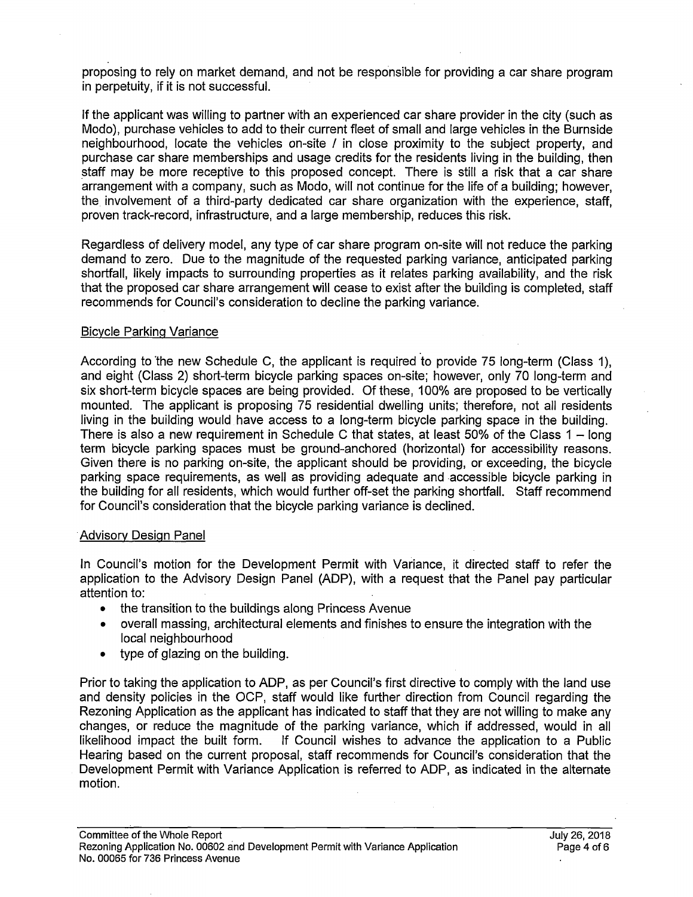proposing to rely on market demand, and not be responsible for providing a car share program in perpetuity, if it is not successful.

If the applicant was willing to partner with an experienced car share provider in the city (such as Modo), purchase vehicles to add to their current fleet of small and large vehicles in the Burnside neighbourhood, locate the vehicles on-site / in close proximity to the subject property, and purchase car share memberships and usage credits for the residents living in the building, then staff may be more receptive to this proposed concept. There is still a risk that a car share arrangement with a company, such as Modo, will not continue for the life of a building; however, the involvement of a third-party dedicated car share organization with the experience, staff, proven track-record, infrastructure, and a large membership, reduces this risk.

Regardless of delivery model, any type of car share program on-site will not reduce the parking demand to zero. Due to the magnitude of the requested parking variance, anticipated parking shortfall, likely impacts to surrounding properties as it relates parking availability, and the risk that the proposed car share arrangement will cease to exist after the building is completed, staff recommends for Council's consideration to decline the parking variance.

## Bicycle Parking Variance

According to the new Schedule C, the applicant is required to provide 75 long-term (Class 1), and eight (Class 2) short-term bicycle parking spaces on-site; however, only 70 long-term and six short-term bicycle spaces are being provided. Of these, 100% are proposed to be vertically mounted. The applicant is proposing 75 residential dwelling units; therefore, not all residents living in the building would have access to a long-term bicycle parking space in the building. There is also a new requirement in Schedule C that states, at least 50% of the Class 1 – long term bicycle parking spaces must be ground-anchored (horizontal) for accessibility reasons. Given there is no parking on-site, the applicant should be providing, or exceeding, the bicycle parking space requirements, as well as providing adequate and accessible bicycle parking in the building for all residents, which would further off-set the parking shortfall. Staff recommend for Council's consideration that the bicycle parking variance is declined.

## Advisory Design Panel

In Council's motion for the Development Permit with Variance, it directed staff to refer the application to the Advisory Design Panel (ADP), with a request that the Panel pay particular attention to:

- the transition to the buildings along Princess Avenue
- overall massing, architectural elements and finishes to ensure the integration with the local neighbourhood
- type of glazing on the building.

Prior to taking the application to ADP, as per Council's first directive to comply with the land use and density policies in the OCP, staff would like further direction from Council regarding the Rezoning Application as the applicant has indicated to staff that they are not willing to make any changes, or reduce the magnitude of the parking variance, which if addressed, would in all likelihood impact the built form. If Council wishes to advance the application to a Public Hearing based on the current proposal, staff recommends for Council's consideration that the Development Permit with Variance Application is referred to ADP, as indicated in the alternate motion.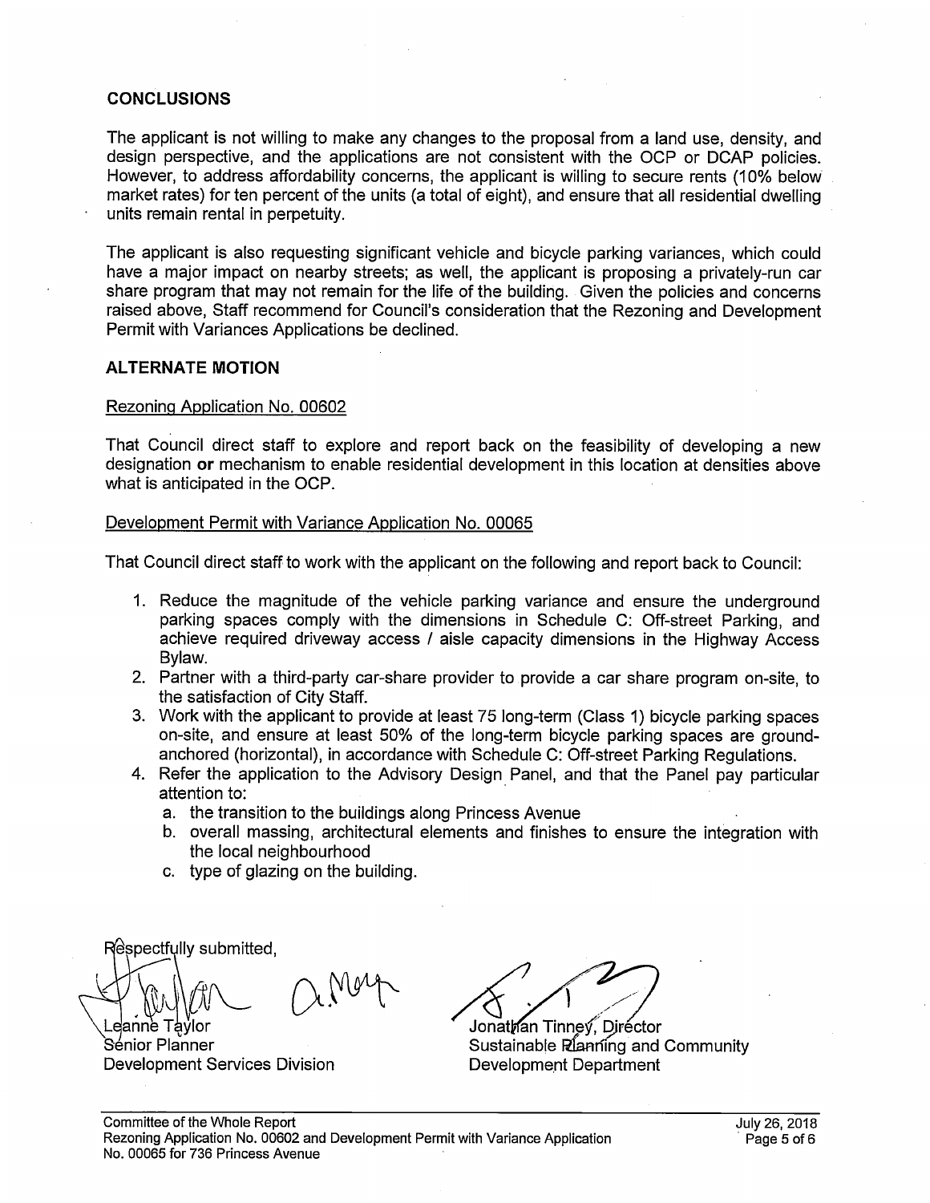## CONCLUSIONS

The applicant is not willing to make any changes to the proposal from a land use, density, and design perspective, and the applications are not consistent with the OCP or DCAP policies. However, to address affordability concerns, the applicant is willing to secure rents (10% below market rates) for ten percent of the units (a total of eight), and ensure that all residential dwelling units remain rental in perpetuity.

The applicant is also requesting significant vehicle and bicycle parking variances, which could have a major impact on nearby streets; as well, the applicant is proposing a privately-run car share program that may not remain for the life of the building. Given the policies and concerns raised above, Staff recommend for Council's consideration that the Rezoning and Development Permit with Variances Applications be declined.

## ALTERNATE MOTION

Rezoning Application No. 00602

That Council direct staff to explore and report back on the feasibility of developing a new designation **or** mechanism to enable residential development in this location at densities above what is anticipated in the OCP.

Development Permit with Variance Application No. 00065

That Council direct staff to work with the applicant on the following and report back to Council:

1. Reduce the magnitude of the vehicle parking variance and ensure the underground parking spaces comply with the dimensions in Schedule C: Off-street Parking, and achieve required driveway access / aisle capacity dimensions in the Highway Access Bylaw.
2. Partner with a third-party car-share provider to provide a car share program on-site, to the satisfaction of City Staff.
3. Work with the applicant to provide at least 75 long-term (Class 1) bicycle parking spaces on-site, and ensure at least 50% of the long-term bicycle parking spaces are ground-anchored (horizontal), in accordance with Schedule C: Off-street Parking Regulations.
4. Refer the application to the Advisory Design Panel, and that the Panel pay particular attention to:
   a. the transition to the buildings along Princess Avenue
   b. overall massing, architectural elements and finishes to ensure the integration with the local neighbourhood
   c. type of glazing on the building.

Respectfully submitted,

Leanne Taylor
Senior Planner
Development Services Division

Jonathan Tinney, Director
Sustainable Planning and Community Development Department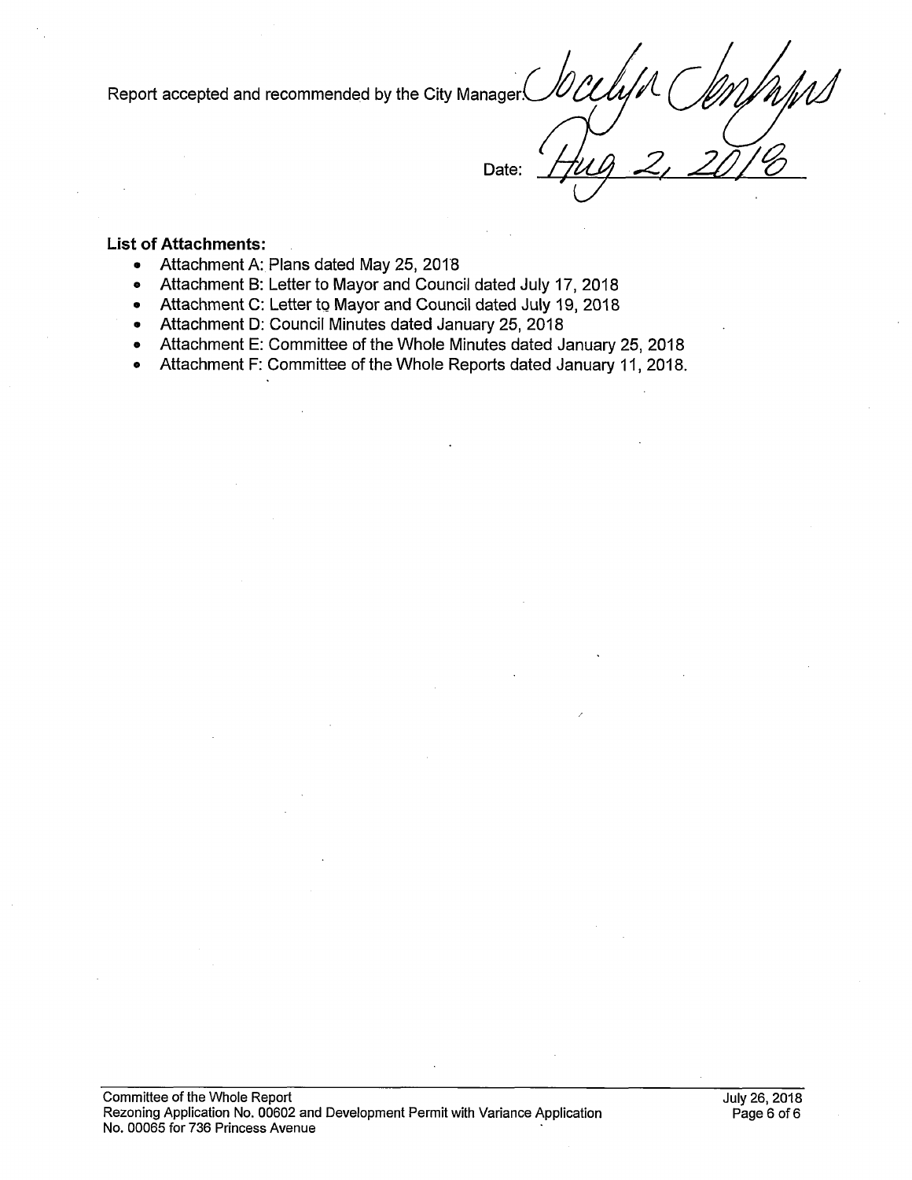Report accepted and recommended by the City Manager: Jocelyn Jenkins

Date: Aug 2, 2018

**List of Attachments:**

- Attachment A: Plans dated May 25, 2018
- Attachment B: Letter to Mayor and Council dated July 17, 2018
- Attachment C: Letter to Mayor and Council dated July 19, 2018
- Attachment D: Council Minutes dated January 25, 2018
- Attachment E: Committee of the Whole Minutes dated January 25, 2018
- Attachment F: Committee of the Whole Reports dated January 11, 2018.